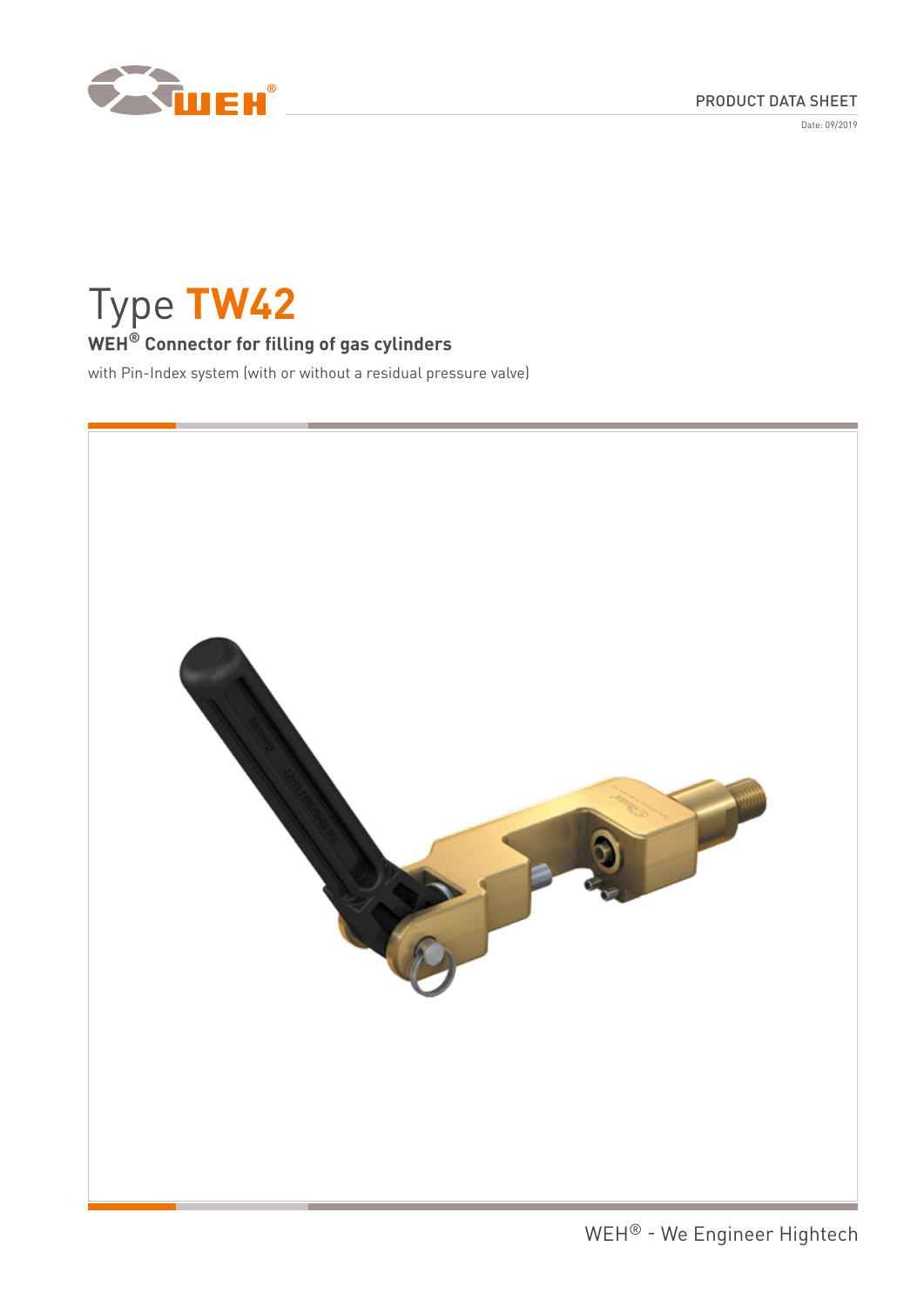PRODUCT DATA SHEET

Date: 09/2019

# Type TW42

## WEH® Connector for filling of gas cylinders

with Pin-Index system (with or without a residual pressure valve)

WEH® - We Engineer Hightech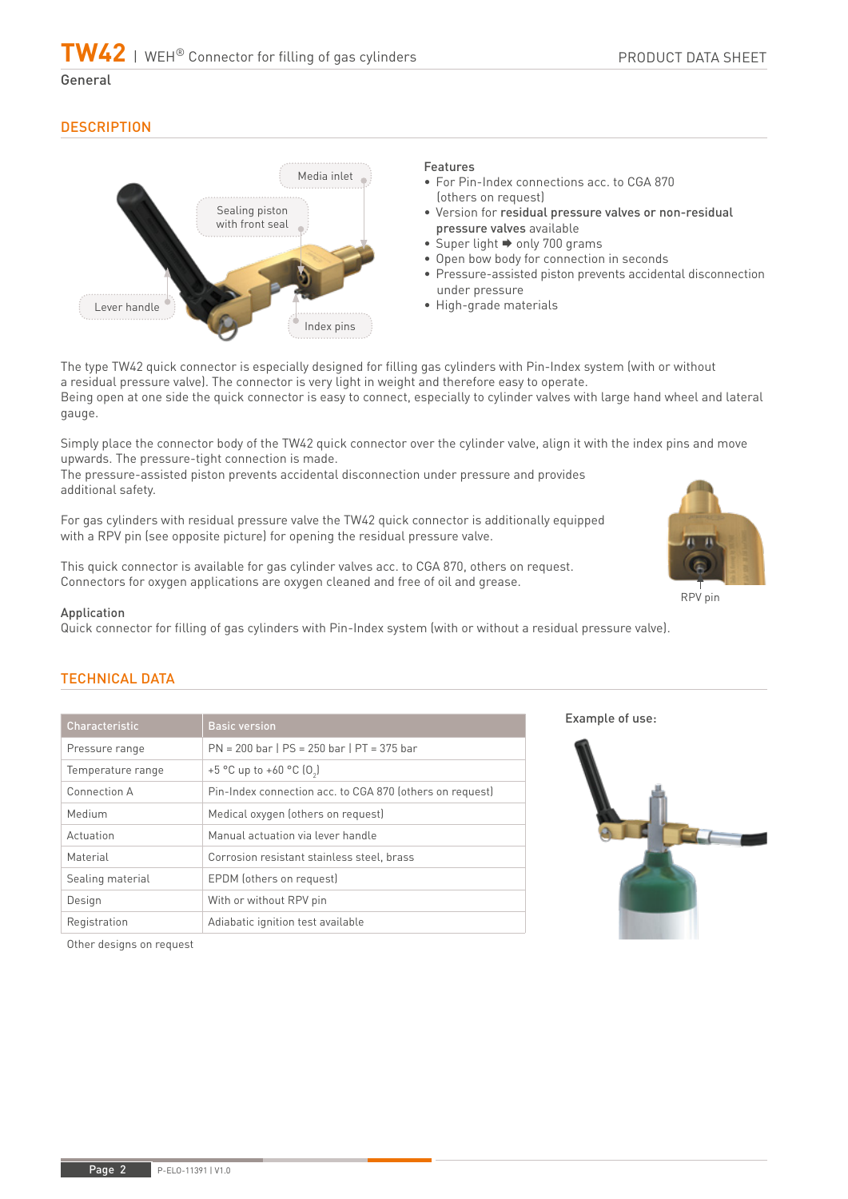# TW42 | WEH® Connector for filling of gas cylinders

General

## DESCRIPTION

Media inlet

Sealing piston with front seal

Lever handle

Index pins

**Features**

- For Pin-Index connections acc. to CGA 870 (others on request)
- Version for **residual pressure valves or non-residual pressure valves** available
- Super light ➡ only 700 grams
- Open bow body for connection in seconds
- Pressure-assisted piston prevents accidental disconnection under pressure
- High-grade materials

The type TW42 quick connector is especially designed for filling gas cylinders with Pin-Index system (with or without a residual pressure valve). The connector is very light in weight and therefore easy to operate.
Being open at one side the quick connector is easy to connect, especially to cylinder valves with large hand wheel and lateral gauge.

Simply place the connector body of the TW42 quick connector over the cylinder valve, align it with the index pins and move upwards. The pressure-tight connection is made.
The pressure-assisted piston prevents accidental disconnection under pressure and provides additional safety.

For gas cylinders with residual pressure valve the TW42 quick connector is additionally equipped with a RPV pin (see opposite picture) for opening the residual pressure valve.

This quick connector is available for gas cylinder valves acc. to CGA 870, others on request.
Connectors for oxygen applications are oxygen cleaned and free of oil and grease.

RPV pin

**Application**
Quick connector for filling of gas cylinders with Pin-Index system (with or without a residual pressure valve).

## TECHNICAL DATA

| Characteristic | Basic version |
|---|---|
| Pressure range | PN = 200 bar \| PS = 250 bar \| PT = 375 bar |
| Temperature range | +5 °C up to +60 °C ($O_2$) |
| Connection A | Pin-Index connection acc. to CGA 870 (others on request) |
| Medium | Medical oxygen (others on request) |
| Actuation | Manual actuation via lever handle |
| Material | Corrosion resistant stainless steel, brass |
| Sealing material | EPDM (others on request) |
| Design | With or without RPV pin |
| Registration | Adiabatic ignition test available |

Other designs on request

Example of use: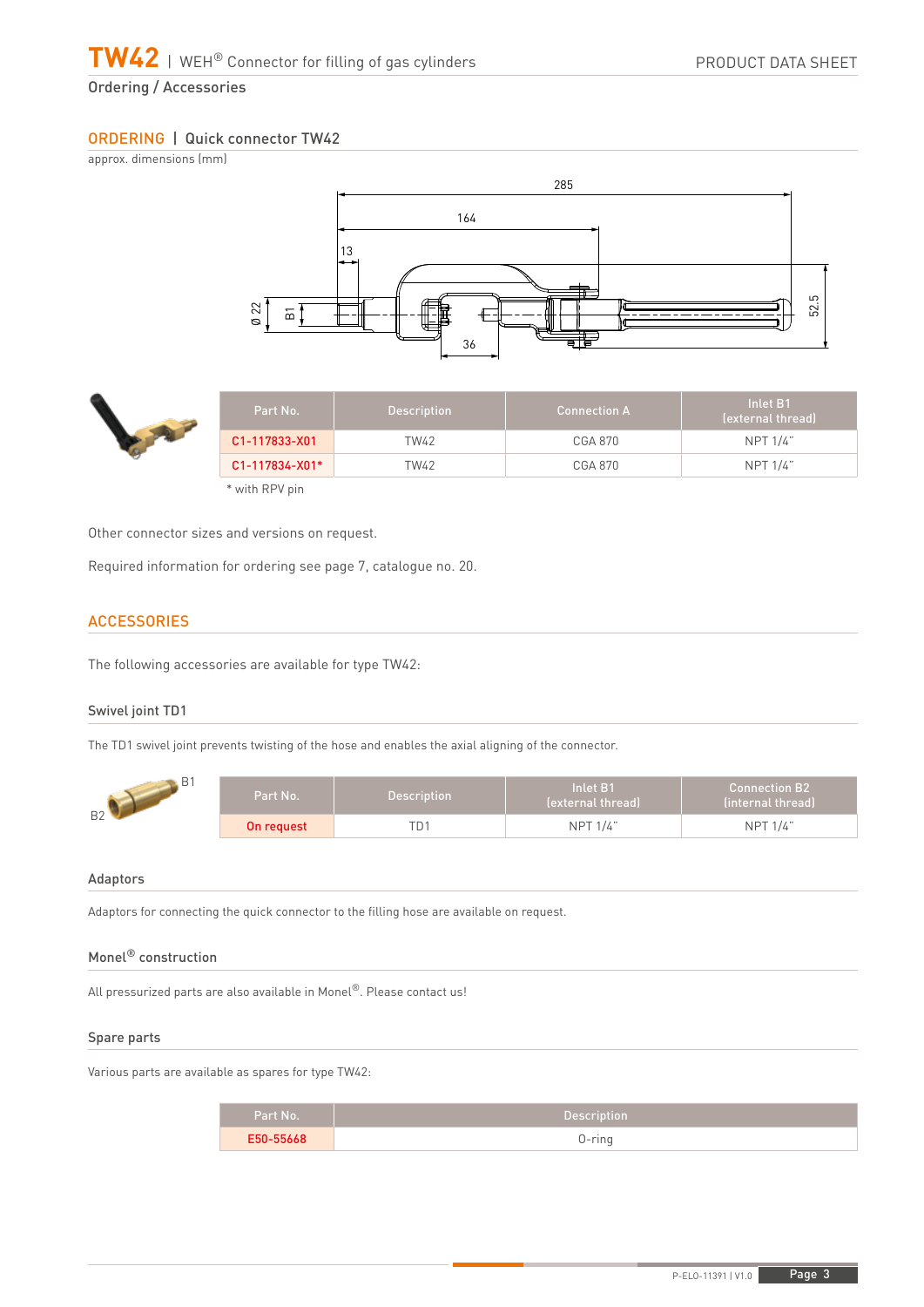Ordering / Accessories

## ORDERING | Quick connector TW42

approx. dimensions (mm)

| Part No. | Description | Connection A | Inlet B1 (external thread) |
|---|---|---|---|
| C1-117833-X01 | TW42 | CGA 870 | NPT 1/4" |
| C1-117834-X01* | TW42 | CGA 870 | NPT 1/4" |

* with RPV pin

Other connector sizes and versions on request.

Required information for ordering see page 7, catalogue no. 20.

## ACCESSORIES

The following accessories are available for type TW42:

### Swivel joint TD1

The TD1 swivel joint prevents twisting of the hose and enables the axial aligning of the connector.

| Part No. | Description | Inlet B1 (external thread) | Connection B2 (internal thread) |
|---|---|---|---|
| On request | TD1 | NPT 1/4" | NPT 1/4" |

### Adaptors

Adaptors for connecting the quick connector to the filling hose are available on request.

### Monel® construction

All pressurized parts are also available in Monel®. Please contact us!

### Spare parts

Various parts are available as spares for type TW42:

| Part No. | Description |
|---|---|
| E50-55668 | O-ring |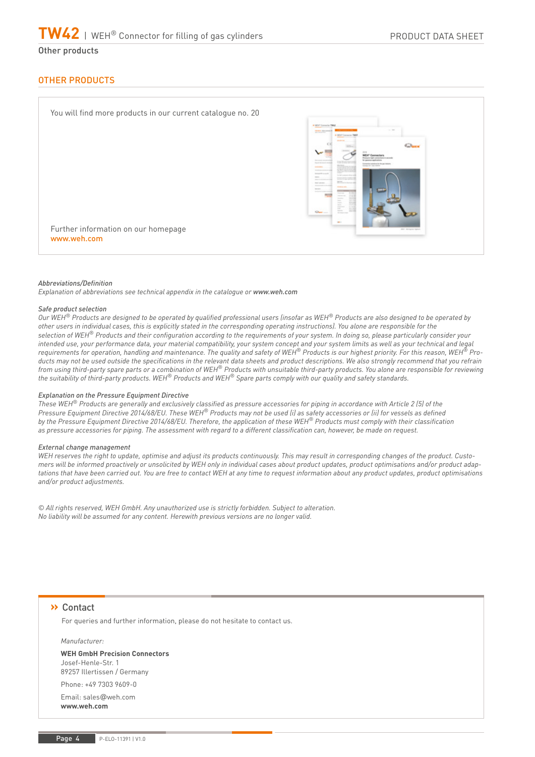Other products

## OTHER PRODUCTS

You will find more products in our current catalogue no. 20

Further information on our homepage
www.weh.com

*Abbreviations/Definition*
*Explanation of abbreviations see technical appendix in the catalogue or* ***www.weh.com***

*Safe product selection*
*Our WEH® Products are designed to be operated by qualified professional users (insofar as WEH® Products are also designed to be operated by other users in individual cases, this is explicitly stated in the corresponding operating instructions). You alone are responsible for the selection of WEH® Products and their configuration according to the requirements of your system. In doing so, please particularly consider your intended use, your performance data, your material compatibility, your system concept and your system limits as well as your technical and legal requirements for operation, handling and maintenance. The quality and safety of WEH® Products is our highest priority. For this reason, WEH® Products may not be used outside the specifications in the relevant data sheets and product descriptions. We also strongly recommend that you refrain from using third-party spare parts or a combination of WEH® Products with unsuitable third-party products. You alone are responsible for reviewing the suitability of third-party products. WEH® Products and WEH® Spare parts comply with our quality and safety standards.*

*Explanation on the Pressure Equipment Directive*
*These WEH® Products are generally and exclusively classified as pressure accessories for piping in accordance with Article 2 (5) of the Pressure Equipment Directive 2014/68/EU. These WEH® Products may not be used (i) as safety accessories or (ii) for vessels as defined by the Pressure Equipment Directive 2014/68/EU. Therefore, the application of these WEH® Products must comply with their classification as pressure accessories for piping. The assessment with regard to a different classification can, however, be made on request.*

*External change management*
*WEH reserves the right to update, optimise and adjust its products continuously. This may result in corresponding changes of the product. Customers will be informed proactively or unsolicited by WEH only in individual cases about product updates, product optimisations and/or product adaptations that have been carried out. You are free to contact WEH at any time to request information about any product updates, product optimisations and/or product adjustments.*

*© All rights reserved, WEH GmbH. Any unauthorized use is strictly forbidden. Subject to alteration.*
*No liability will be assumed for any content. Herewith previous versions are no longer valid.*

## » Contact

For queries and further information, please do not hesitate to contact us.

*Manufacturer:*

**WEH GmbH Precision Connectors**
Josef-Henle-Str. 1
89257 Illertissen / Germany

Phone: +49 7303 9609-0

Email: sales@weh.com
**www.weh.com**

P-ELO-11391 | V1.0